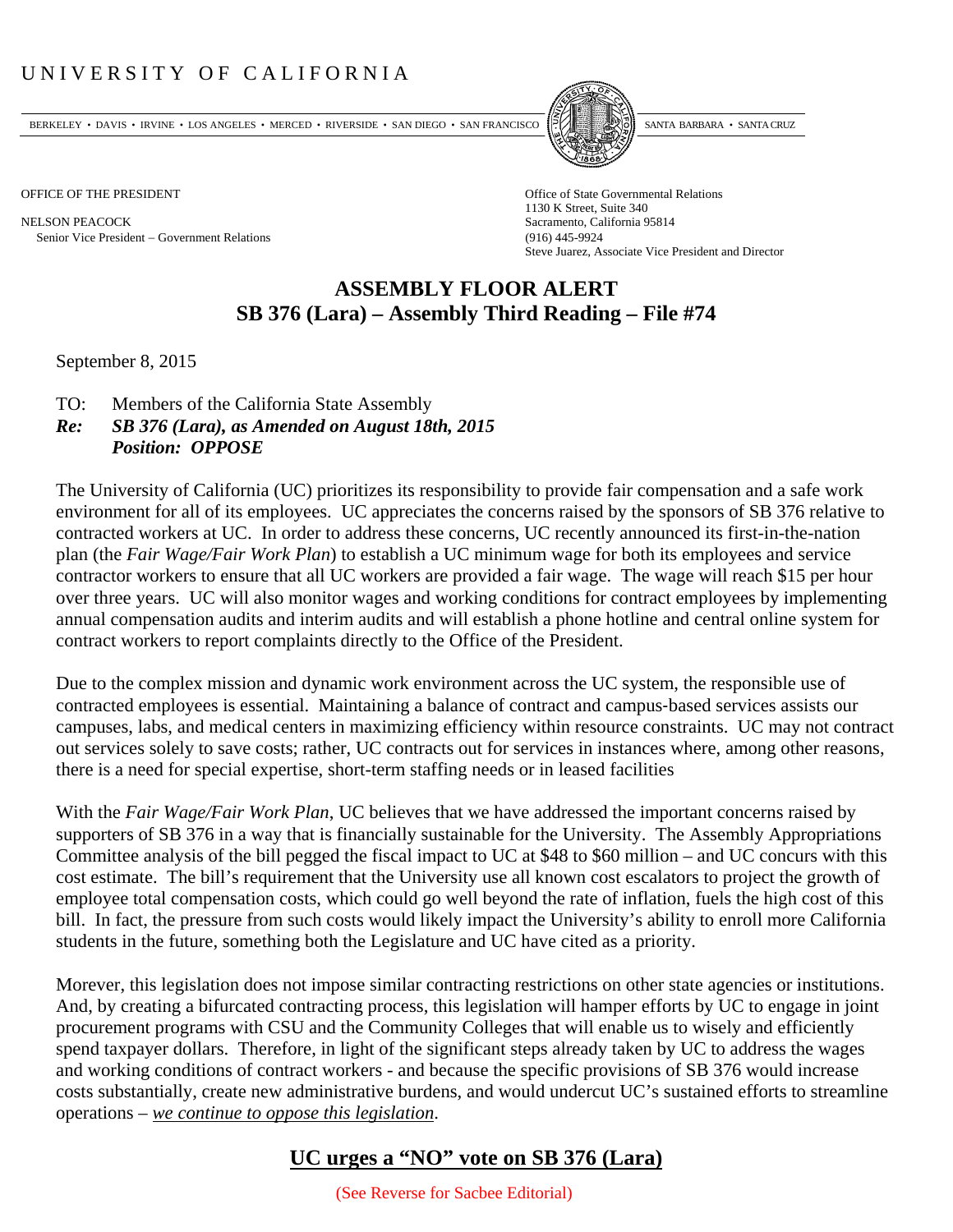# UNIVERSITY OF CALIFORNIA

BERKELEY • DAVIS • IRVINE • LOS ANGELES • MERCED • RIVERSIDE • SAN DIEGO • SAN FRANCISCO SANTA BARBARA • SANTA CRUZ

OFFICE OF THE PRESIDENT

NELSON PEACOCK
Senior Vice President – Government Relations

Office of State Governmental Relations
1130 K Street, Suite 340
Sacramento, California 95814
(916) 445-9924
Steve Juarez, Associate Vice President and Director

## ASSEMBLY FLOOR ALERT
## SB 376 (Lara) – Assembly Third Reading – File #74

September 8, 2015

TO: Members of the California State Assembly
***Re: SB 376 (Lara), as Amended on August 18th, 2015***
***Position: OPPOSE***

The University of California (UC) prioritizes its responsibility to provide fair compensation and a safe work environment for all of its employees. UC appreciates the concerns raised by the sponsors of SB 376 relative to contracted workers at UC. In order to address these concerns, UC recently announced its first-in-the-nation plan (the *Fair Wage/Fair Work Plan*) to establish a UC minimum wage for both its employees and service contractor workers to ensure that all UC workers are provided a fair wage. The wage will reach $15 per hour over three years. UC will also monitor wages and working conditions for contract employees by implementing annual compensation audits and interim audits and will establish a phone hotline and central online system for contract workers to report complaints directly to the Office of the President.

Due to the complex mission and dynamic work environment across the UC system, the responsible use of contracted employees is essential. Maintaining a balance of contract and campus-based services assists our campuses, labs, and medical centers in maximizing efficiency within resource constraints. UC may not contract out services solely to save costs; rather, UC contracts out for services in instances where, among other reasons, there is a need for special expertise, short-term staffing needs or in leased facilities

With the *Fair Wage/Fair Work Plan*, UC believes that we have addressed the important concerns raised by supporters of SB 376 in a way that is financially sustainable for the University. The Assembly Appropriations Committee analysis of the bill pegged the fiscal impact to UC at $48 to $60 million – and UC concurs with this cost estimate. The bill's requirement that the University use all known cost escalators to project the growth of employee total compensation costs, which could go well beyond the rate of inflation, fuels the high cost of this bill. In fact, the pressure from such costs would likely impact the University's ability to enroll more California students in the future, something both the Legislature and UC have cited as a priority.

Morever, this legislation does not impose similar contracting restrictions on other state agencies or institutions. And, by creating a bifurcated contracting process, this legislation will hamper efforts by UC to engage in joint procurement programs with CSU and the Community Colleges that will enable us to wisely and efficiently spend taxpayer dollars. Therefore, in light of the significant steps already taken by UC to address the wages and working conditions of contract workers - and because the specific provisions of SB 376 would increase costs substantially, create new administrative burdens, and would undercut UC's sustained efforts to streamline operations – *we continue to oppose this legislation*.

**UC urges a "NO" vote on SB 376 (Lara)**

(See Reverse for Sacbee Editorial)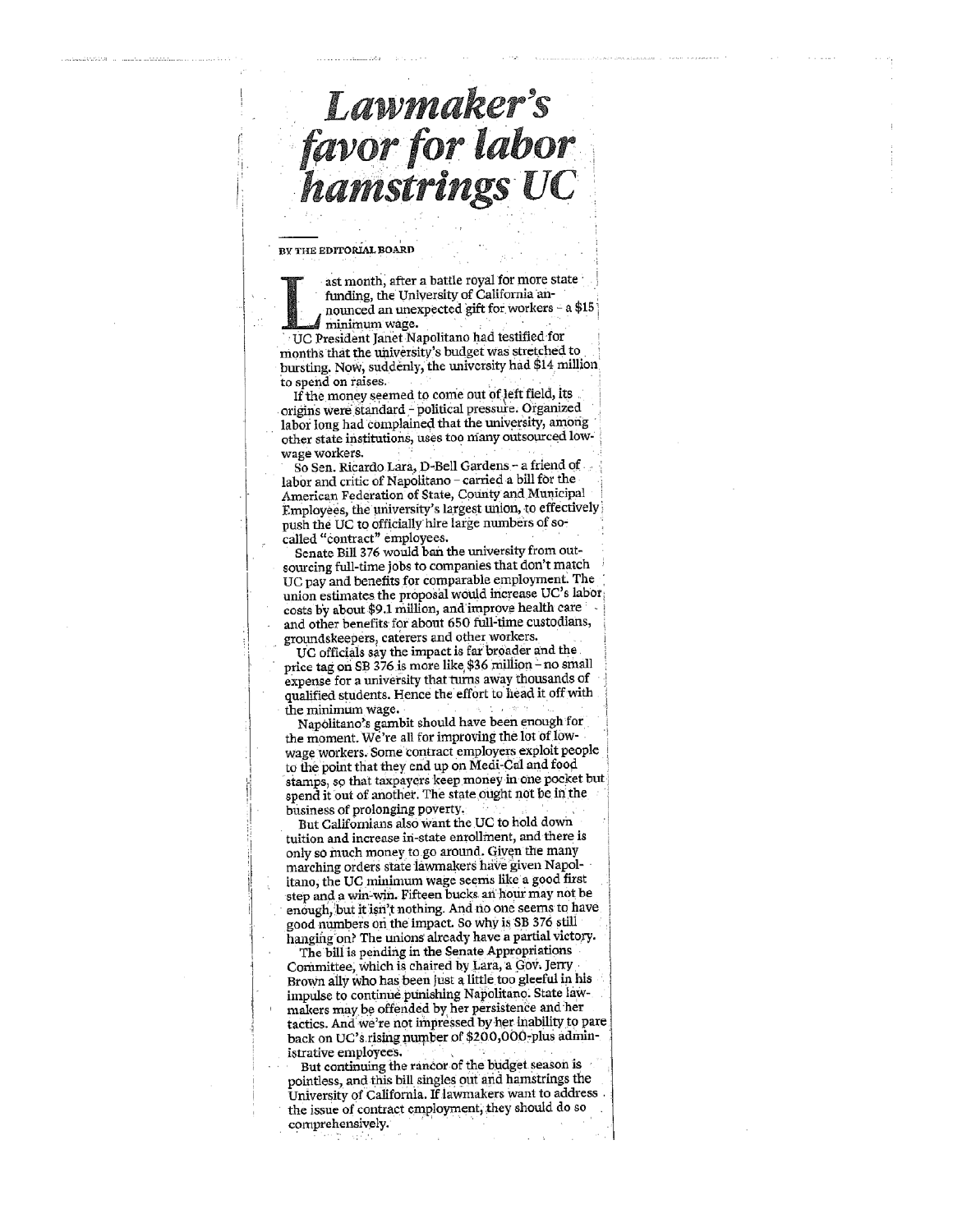# Lawmaker's favor for labor hamstrings UC

BY THE EDITORIAL BOARD

Last month, after a battle royal for more state funding, the University of California announced an unexpected gift for workers – a $15 minimum wage.

UC President Janet Napolitano had testified for months that the university's budget was stretched to bursting. Now, suddenly, the university had $14 million to spend on raises.

If the money seemed to come out of left field, its origins were standard – political pressure. Organized labor long had complained that the university, among other state institutions, uses too many outsourced low-wage workers.

So Sen. Ricardo Lara, D-Bell Gardens – a friend of labor and critic of Napolitano – carried a bill for the American Federation of State, County and Municipal Employees, the university's largest union, to effectively push the UC to officially hire large numbers of so-called "contract" employees.

Senate Bill 376 would ban the university from outsourcing full-time jobs to companies that don't match UC pay and benefits for comparable employment. The union estimates the proposal would increase UC's labor costs by about $9.1 million, and improve health care and other benefits for about 650 full-time custodians, groundskeepers, caterers and other workers.

UC officials say the impact is far broader and the price tag on SB 376 is more like $36 million – no small expense for a university that turns away thousands of qualified students. Hence the effort to head it off with the minimum wage.

Napolitano's gambit should have been enough for the moment. We're all for improving the lot of low-wage workers. Some contract employers exploit people to the point that they end up on Medi-Cal and food stamps, so that taxpayers keep money in one pocket but spend it out of another. The state ought not be in the business of prolonging poverty.

But Californians also want the UC to hold down tuition and increase in-state enrollment, and there is only so much money to go around. Given the many marching orders state lawmakers have given Napolitano, the UC minimum wage seems like a good first step and a win-win. Fifteen bucks an hour may not be enough, but it isn't nothing. And no one seems to have good numbers on the impact. So why is SB 376 still hanging on? The unions already have a partial victory.

The bill is pending in the Senate Appropriations Committee, which is chaired by Lara, a Gov. Jerry Brown ally who has been just a little too gleeful in his impulse to continue punishing Napolitano. State lawmakers may be offended by her persistence and her tactics. And we're not impressed by her inability to pare back on UC's rising number of $200,000-plus administrative employees.

But continuing the rancor of the budget season is pointless, and this bill singles out and hamstrings the University of California. If lawmakers want to address the issue of contract employment, they should do so comprehensively.